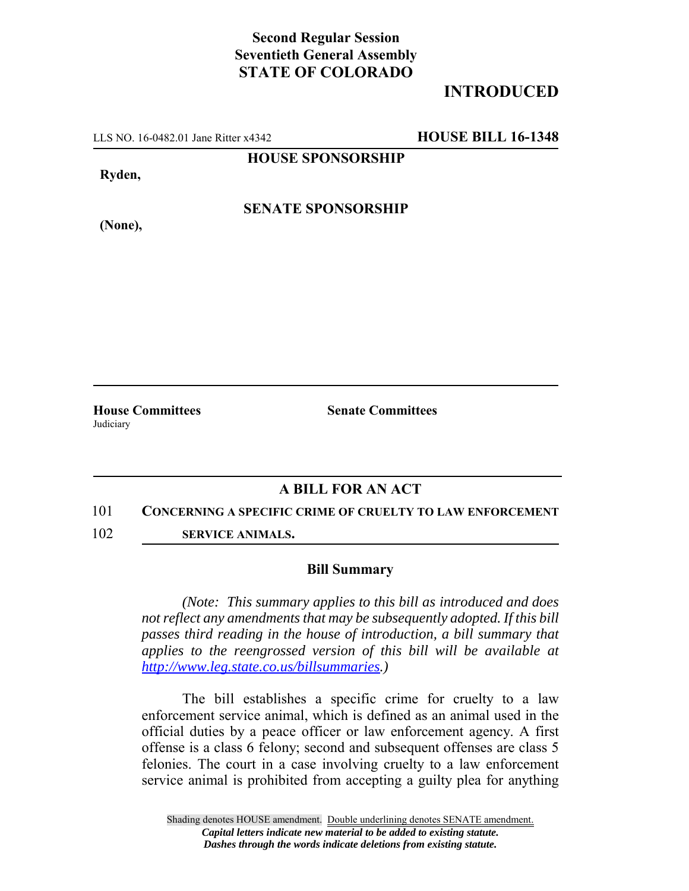**Second Regular Session**
**Seventieth General Assembly**
**STATE OF COLORADO**

# INTRODUCED

LLS NO. 16-0482.01 Jane Ritter x4342 **HOUSE BILL 16-1348**

**HOUSE SPONSORSHIP**

**Ryden,**

**SENATE SPONSORSHIP**

**(None),**

**House Committees**
Judiciary

**Senate Committees**

## A BILL FOR AN ACT

101 **CONCERNING A SPECIFIC CRIME OF CRUELTY TO LAW ENFORCEMENT**
102 **SERVICE ANIMALS.**

### Bill Summary

*(Note: This summary applies to this bill as introduced and does not reflect any amendments that may be subsequently adopted. If this bill passes third reading in the house of introduction, a bill summary that applies to the reengrossed version of this bill will be available at http://www.leg.state.co.us/billsummaries.)*

The bill establishes a specific crime for cruelty to a law enforcement service animal, which is defined as an animal used in the official duties by a peace officer or law enforcement agency. A first offense is a class 6 felony; second and subsequent offenses are class 5 felonies. The court in a case involving cruelty to a law enforcement service animal is prohibited from accepting a guilty plea for anything

Shading denotes HOUSE amendment. Double underlining denotes SENATE amendment.
*Capital letters indicate new material to be added to existing statute.*
*Dashes through the words indicate deletions from existing statute.*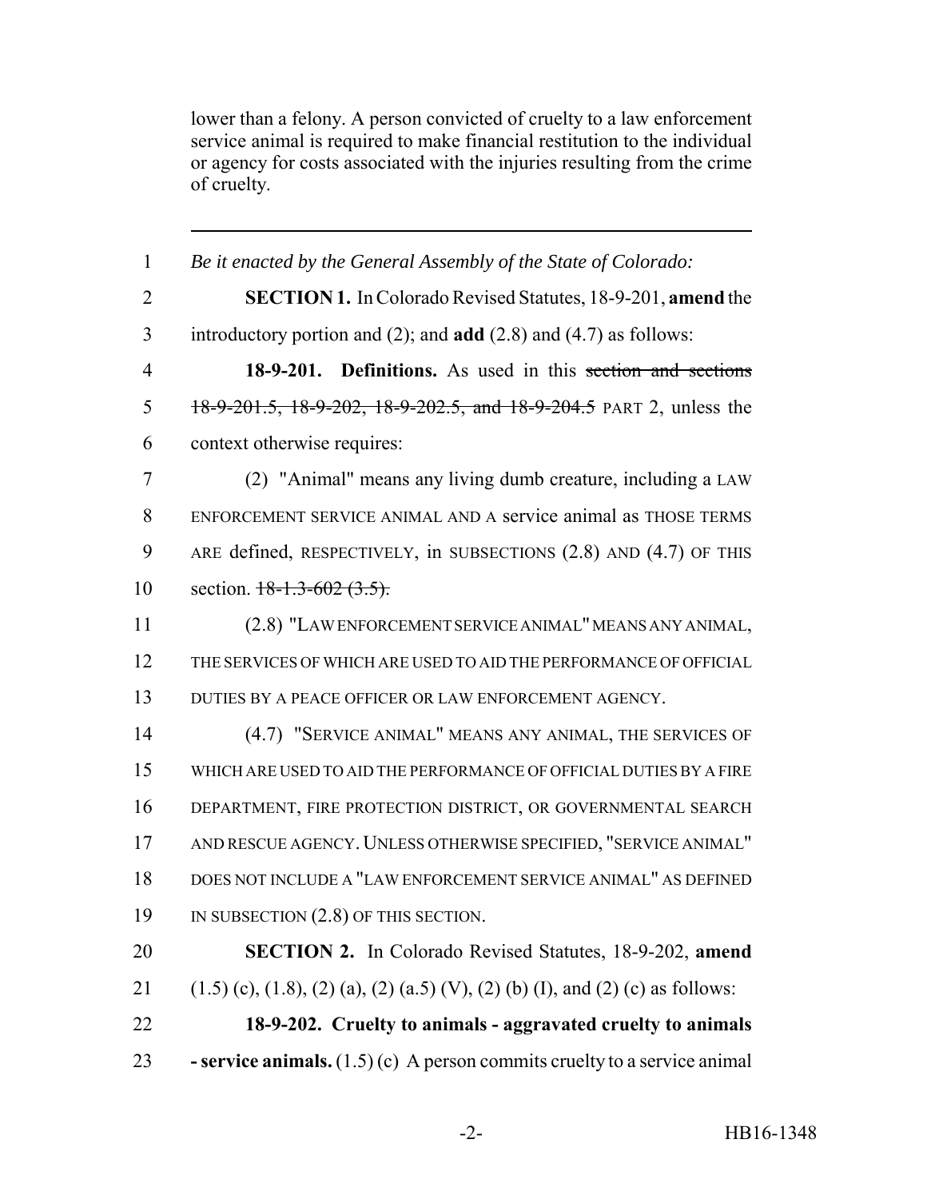lower than a felony. A person convicted of cruelty to a law enforcement service animal is required to make financial restitution to the individual or agency for costs associated with the injuries resulting from the crime of cruelty.

---

1 *Be it enacted by the General Assembly of the State of Colorado:*

2 **SECTION 1.** In Colorado Revised Statutes, 18-9-201, **amend** the

3 introductory portion and (2); and **add** (2.8) and (4.7) as follows:

4 **18-9-201. Definitions.** As used in this ~~section and sections~~

5 ~~18-9-201.5, 18-9-202, 18-9-202.5, and 18-9-204.5~~ PART 2, unless the

6 context otherwise requires:

7 (2) "Animal" means any living dumb creature, including a LAW

8 ENFORCEMENT SERVICE ANIMAL AND A service animal as THOSE TERMS

9 ARE defined, RESPECTIVELY, in SUBSECTIONS (2.8) AND (4.7) OF THIS

10 section. ~~18-1.3-602 (3.5).~~

11 (2.8) "LAW ENFORCEMENT SERVICE ANIMAL" MEANS ANY ANIMAL,

12 THE SERVICES OF WHICH ARE USED TO AID THE PERFORMANCE OF OFFICIAL

13 DUTIES BY A PEACE OFFICER OR LAW ENFORCEMENT AGENCY.

14 (4.7) "SERVICE ANIMAL" MEANS ANY ANIMAL, THE SERVICES OF

15 WHICH ARE USED TO AID THE PERFORMANCE OF OFFICIAL DUTIES BY A FIRE

16 DEPARTMENT, FIRE PROTECTION DISTRICT, OR GOVERNMENTAL SEARCH

17 AND RESCUE AGENCY. UNLESS OTHERWISE SPECIFIED, "SERVICE ANIMAL"

18 DOES NOT INCLUDE A "LAW ENFORCEMENT SERVICE ANIMAL" AS DEFINED

19 IN SUBSECTION (2.8) OF THIS SECTION.

20 **SECTION 2.** In Colorado Revised Statutes, 18-9-202, **amend**

21 (1.5) (c), (1.8), (2) (a), (2) (a.5) (V), (2) (b) (I), and (2) (c) as follows:

22 **18-9-202. Cruelty to animals - aggravated cruelty to animals**

23 **- service animals.** (1.5) (c) A person commits cruelty to a service animal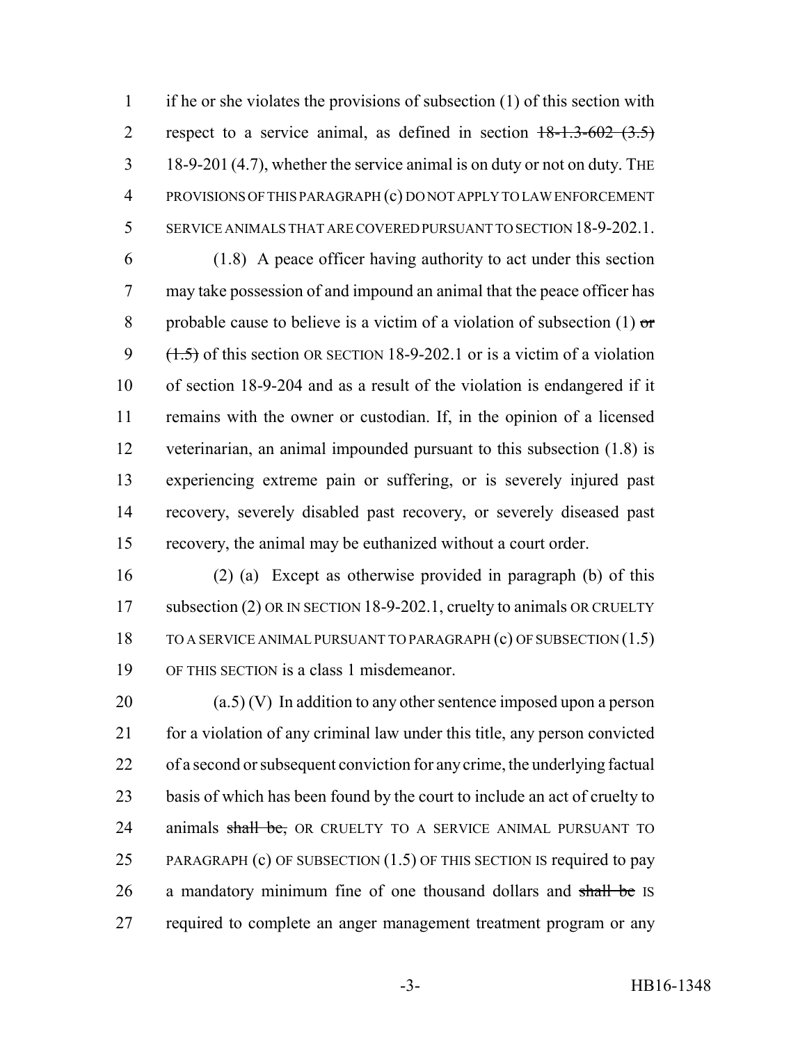if he or she violates the provisions of subsection (1) of this section with respect to a service animal, as defined in section ~~18-1.3-602 (3.5)~~ 18-9-201 (4.7), whether the service animal is on duty or not on duty. THE PROVISIONS OF THIS PARAGRAPH (c) DO NOT APPLY TO LAW ENFORCEMENT SERVICE ANIMALS THAT ARE COVERED PURSUANT TO SECTION 18-9-202.1.

(1.8) A peace officer having authority to act under this section may take possession of and impound an animal that the peace officer has probable cause to believe is a victim of a violation of subsection (1) ~~or (1.5)~~ of this section OR SECTION 18-9-202.1 or is a victim of a violation of section 18-9-204 and as a result of the violation is endangered if it remains with the owner or custodian. If, in the opinion of a licensed veterinarian, an animal impounded pursuant to this subsection (1.8) is experiencing extreme pain or suffering, or is severely injured past recovery, severely disabled past recovery, or severely diseased past recovery, the animal may be euthanized without a court order.

(2) (a) Except as otherwise provided in paragraph (b) of this subsection (2) OR IN SECTION 18-9-202.1, cruelty to animals OR CRUELTY TO A SERVICE ANIMAL PURSUANT TO PARAGRAPH (c) OF SUBSECTION (1.5) OF THIS SECTION is a class 1 misdemeanor.

(a.5) (V) In addition to any other sentence imposed upon a person for a violation of any criminal law under this title, any person convicted of a second or subsequent conviction for any crime, the underlying factual basis of which has been found by the court to include an act of cruelty to animals ~~shall be,~~ OR CRUELTY TO A SERVICE ANIMAL PURSUANT TO PARAGRAPH (c) OF SUBSECTION (1.5) OF THIS SECTION IS required to pay a mandatory minimum fine of one thousand dollars and ~~shall be~~ IS required to complete an anger management treatment program or any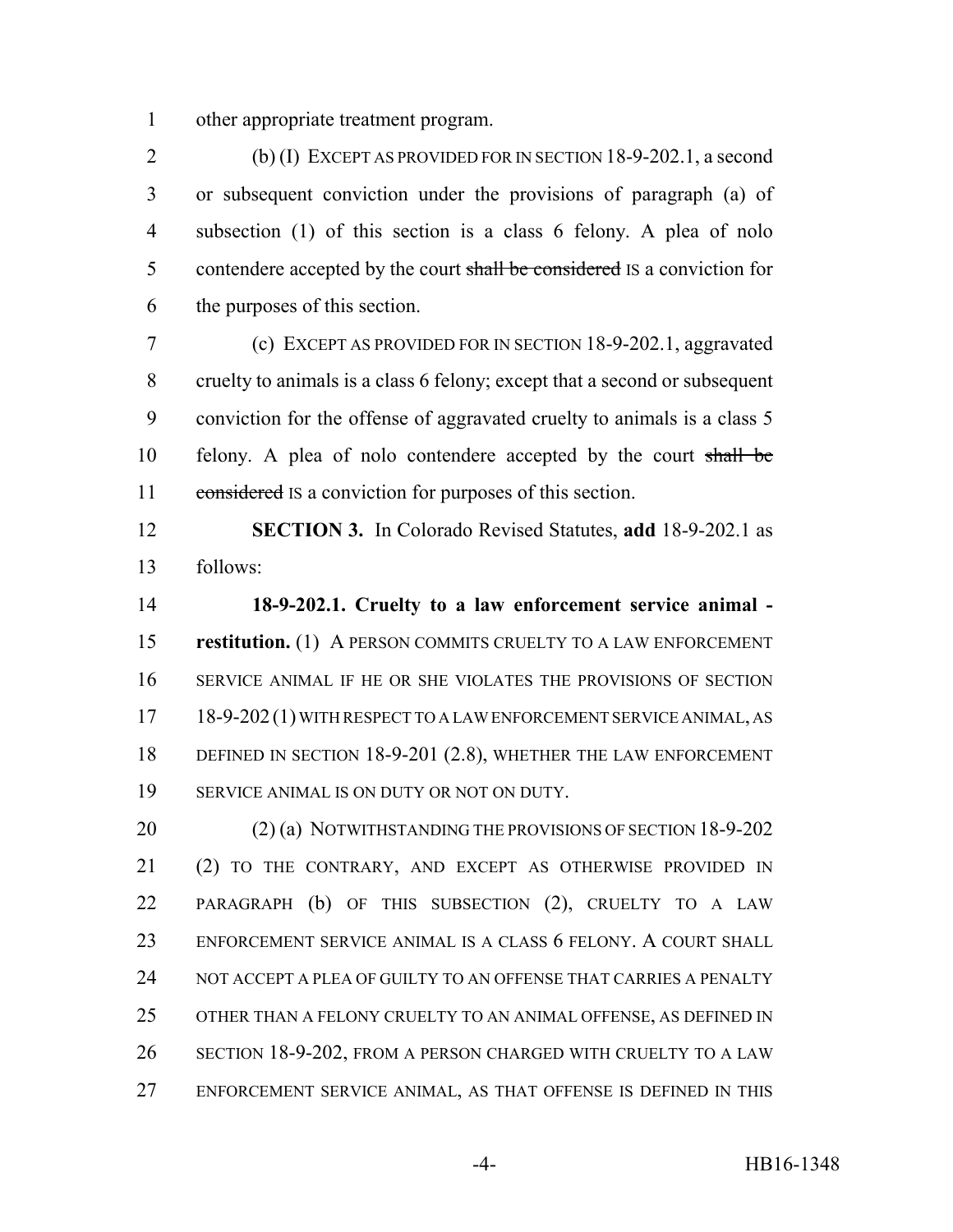other appropriate treatment program.

(b) (I) EXCEPT AS PROVIDED FOR IN SECTION 18-9-202.1, a second or subsequent conviction under the provisions of paragraph (a) of subsection (1) of this section is a class 6 felony. A plea of nolo contendere accepted by the court ~~shall be considered~~ IS a conviction for the purposes of this section.

(c) EXCEPT AS PROVIDED FOR IN SECTION 18-9-202.1, aggravated cruelty to animals is a class 6 felony; except that a second or subsequent conviction for the offense of aggravated cruelty to animals is a class 5 felony. A plea of nolo contendere accepted by the court ~~shall be considered~~ IS a conviction for purposes of this section.

**SECTION 3.** In Colorado Revised Statutes, **add** 18-9-202.1 as follows:

**18-9-202.1. Cruelty to a law enforcement service animal - restitution.** (1) A PERSON COMMITS CRUELTY TO A LAW ENFORCEMENT SERVICE ANIMAL IF HE OR SHE VIOLATES THE PROVISIONS OF SECTION 18-9-202 (1) WITH RESPECT TO A LAW ENFORCEMENT SERVICE ANIMAL, AS DEFINED IN SECTION 18-9-201 (2.8), WHETHER THE LAW ENFORCEMENT SERVICE ANIMAL IS ON DUTY OR NOT ON DUTY.

(2) (a) NOTWITHSTANDING THE PROVISIONS OF SECTION 18-9-202 (2) TO THE CONTRARY, AND EXCEPT AS OTHERWISE PROVIDED IN PARAGRAPH (b) OF THIS SUBSECTION (2), CRUELTY TO A LAW ENFORCEMENT SERVICE ANIMAL IS A CLASS 6 FELONY. A COURT SHALL NOT ACCEPT A PLEA OF GUILTY TO AN OFFENSE THAT CARRIES A PENALTY OTHER THAN A FELONY CRUELTY TO AN ANIMAL OFFENSE, AS DEFINED IN SECTION 18-9-202, FROM A PERSON CHARGED WITH CRUELTY TO A LAW ENFORCEMENT SERVICE ANIMAL, AS THAT OFFENSE IS DEFINED IN THIS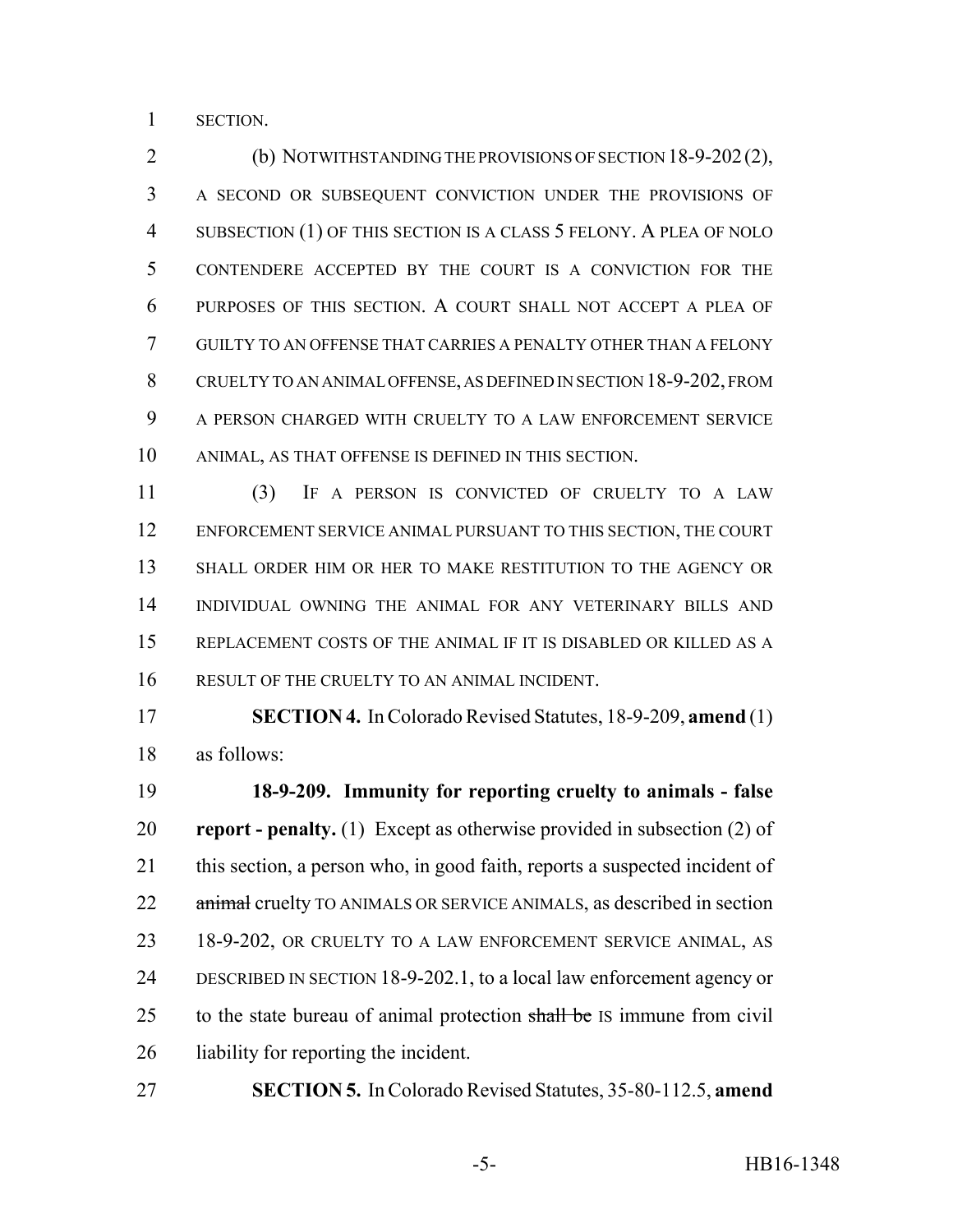SECTION.

(b) NOTWITHSTANDING THE PROVISIONS OF SECTION 18-9-202 (2), A SECOND OR SUBSEQUENT CONVICTION UNDER THE PROVISIONS OF SUBSECTION (1) OF THIS SECTION IS A CLASS 5 FELONY. A PLEA OF NOLO CONTENDERE ACCEPTED BY THE COURT IS A CONVICTION FOR THE PURPOSES OF THIS SECTION. A COURT SHALL NOT ACCEPT A PLEA OF GUILTY TO AN OFFENSE THAT CARRIES A PENALTY OTHER THAN A FELONY CRUELTY TO AN ANIMAL OFFENSE, AS DEFINED IN SECTION 18-9-202, FROM A PERSON CHARGED WITH CRUELTY TO A LAW ENFORCEMENT SERVICE ANIMAL, AS THAT OFFENSE IS DEFINED IN THIS SECTION.

(3) IF A PERSON IS CONVICTED OF CRUELTY TO A LAW ENFORCEMENT SERVICE ANIMAL PURSUANT TO THIS SECTION, THE COURT SHALL ORDER HIM OR HER TO MAKE RESTITUTION TO THE AGENCY OR INDIVIDUAL OWNING THE ANIMAL FOR ANY VETERINARY BILLS AND REPLACEMENT COSTS OF THE ANIMAL IF IT IS DISABLED OR KILLED AS A RESULT OF THE CRUELTY TO AN ANIMAL INCIDENT.

**SECTION 4.** In Colorado Revised Statutes, 18-9-209, **amend** (1) as follows:

**18-9-209. Immunity for reporting cruelty to animals - false report - penalty.** (1) Except as otherwise provided in subsection (2) of this section, a person who, in good faith, reports a suspected incident of ~~animal~~ cruelty TO ANIMALS OR SERVICE ANIMALS, as described in section 18-9-202, OR CRUELTY TO A LAW ENFORCEMENT SERVICE ANIMAL, AS DESCRIBED IN SECTION 18-9-202.1, to a local law enforcement agency or to the state bureau of animal protection ~~shall be~~ IS immune from civil liability for reporting the incident.

**SECTION 5.** In Colorado Revised Statutes, 35-80-112.5, **amend**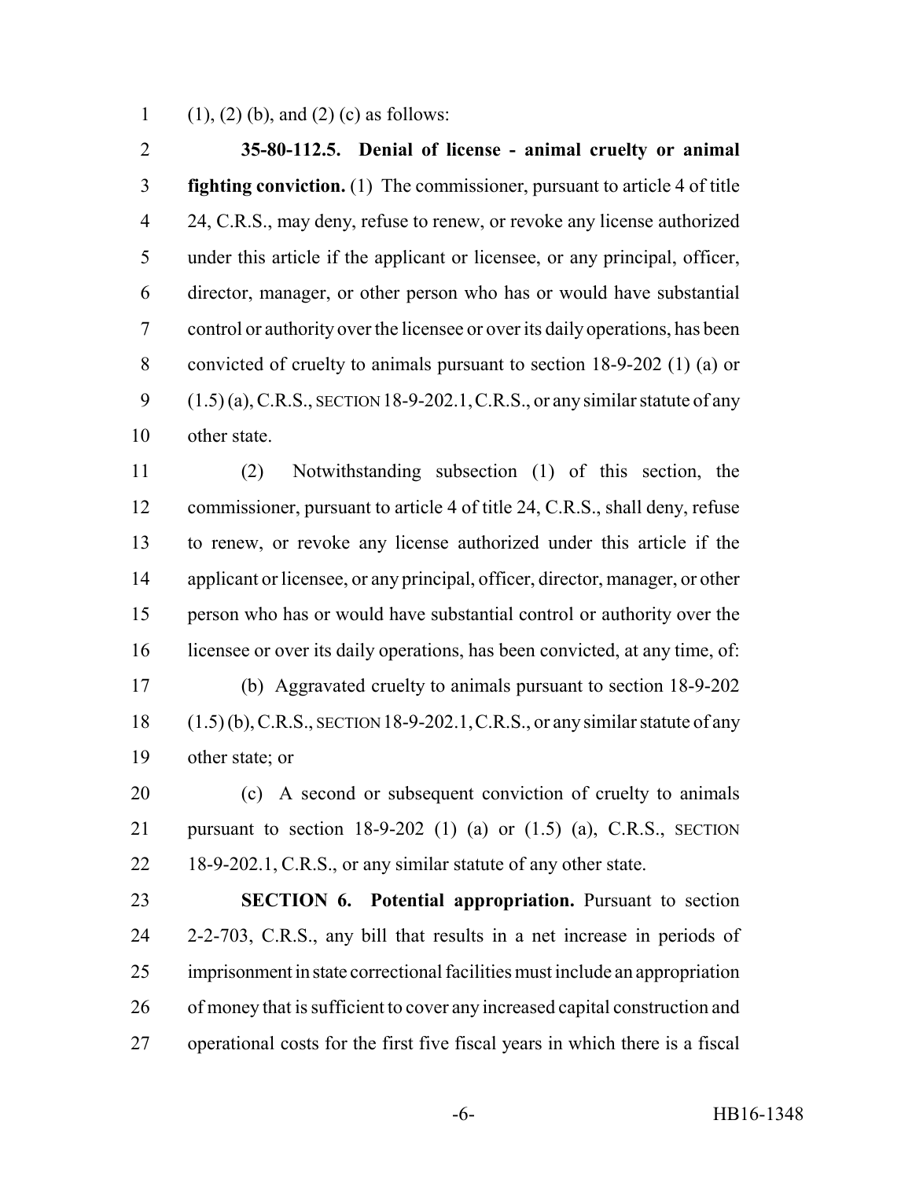(1), (2) (b), and (2) (c) as follows:

**35-80-112.5. Denial of license - animal cruelty or animal fighting conviction.** (1) The commissioner, pursuant to article 4 of title 24, C.R.S., may deny, refuse to renew, or revoke any license authorized under this article if the applicant or licensee, or any principal, officer, director, manager, or other person who has or would have substantial control or authority over the licensee or over its daily operations, has been convicted of cruelty to animals pursuant to section 18-9-202 (1) (a) or (1.5) (a), C.R.S., SECTION 18-9-202.1, C.R.S., or any similar statute of any other state.

(2) Notwithstanding subsection (1) of this section, the commissioner, pursuant to article 4 of title 24, C.R.S., shall deny, refuse to renew, or revoke any license authorized under this article if the applicant or licensee, or any principal, officer, director, manager, or other person who has or would have substantial control or authority over the licensee or over its daily operations, has been convicted, at any time, of:

(b) Aggravated cruelty to animals pursuant to section 18-9-202 (1.5) (b), C.R.S., SECTION 18-9-202.1, C.R.S., or any similar statute of any other state; or

(c) A second or subsequent conviction of cruelty to animals pursuant to section 18-9-202 (1) (a) or (1.5) (a), C.R.S., SECTION 18-9-202.1, C.R.S., or any similar statute of any other state.

**SECTION 6. Potential appropriation.** Pursuant to section 2-2-703, C.R.S., any bill that results in a net increase in periods of imprisonment in state correctional facilities must include an appropriation of money that is sufficient to cover any increased capital construction and operational costs for the first five fiscal years in which there is a fiscal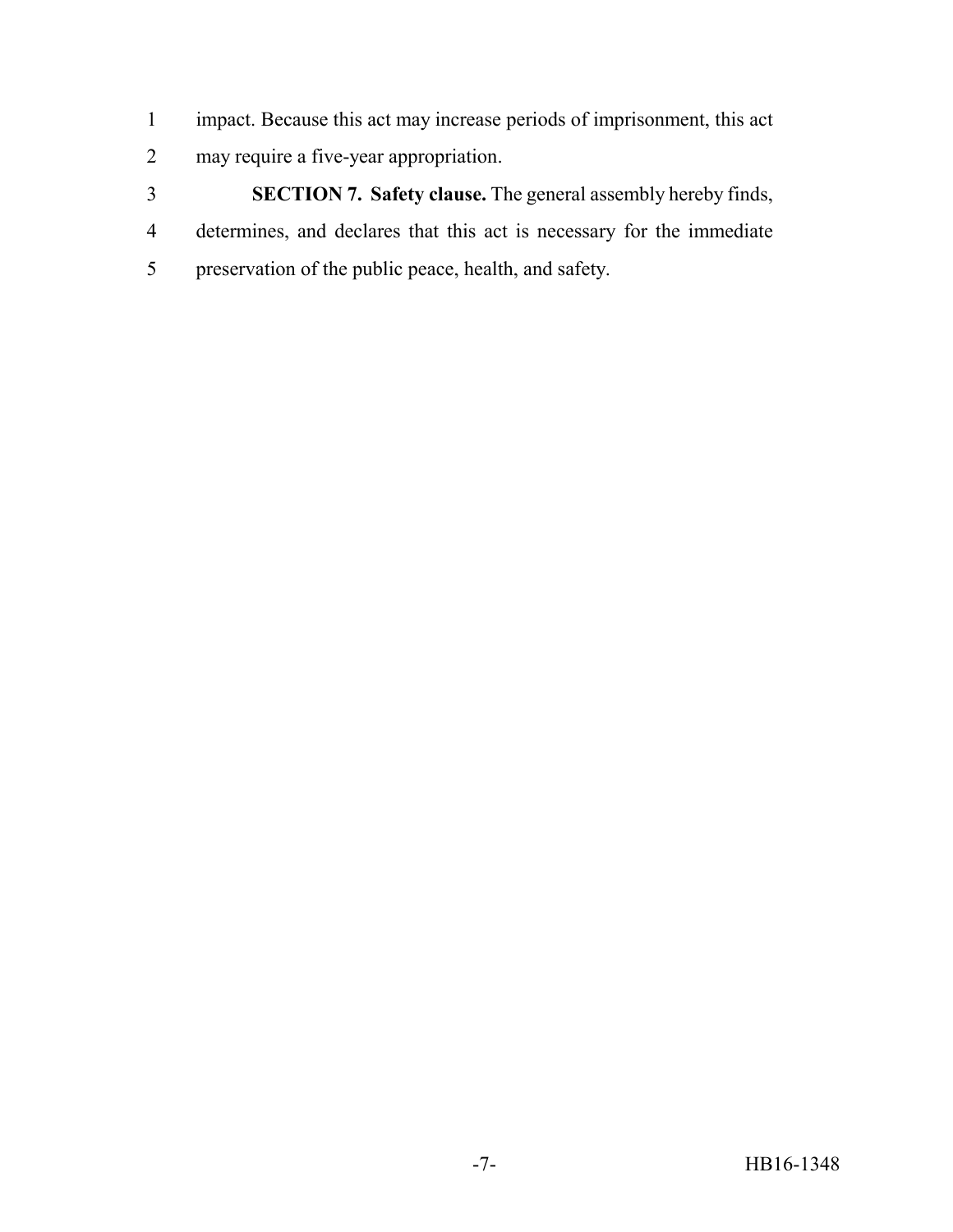impact. Because this act may increase periods of imprisonment, this act may require a five-year appropriation.

**SECTION 7. Safety clause.** The general assembly hereby finds, determines, and declares that this act is necessary for the immediate preservation of the public peace, health, and safety.